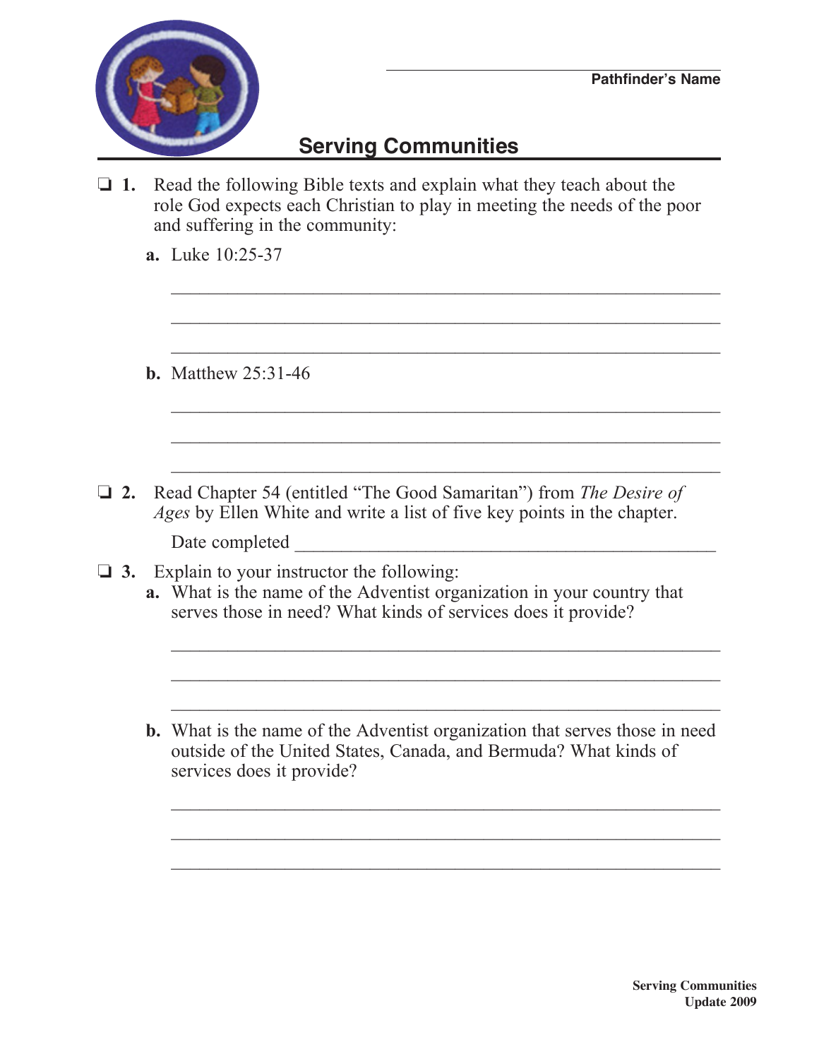Pathfinder's Name

# Serving Communities

- ❑ **1.** Read the following Bible texts and explain what they teach about the role God expects each Christian to play in meeting the needs of the poor and suffering in the community:

  **a.** Luke 10:25-37

  ______________________________________________________

  ______________________________________________________

  ______________________________________________________

  **b.** Matthew 25:31-46

  ______________________________________________________

  ______________________________________________________

  ______________________________________________________

- ❑ **2.** Read Chapter 54 (entitled "The Good Samaritan") from *The Desire of Ages* by Ellen White and write a list of five key points in the chapter.

  Date completed ____________________________________________

- ❑ **3.** Explain to your instructor the following:

  **a.** What is the name of the Adventist organization in your country that serves those in need? What kinds of services does it provide?

  ______________________________________________________

  ______________________________________________________

  ______________________________________________________

  **b.** What is the name of the Adventist organization that serves those in need outside of the United States, Canada, and Bermuda? What kinds of services does it provide?

  ______________________________________________________

  ______________________________________________________

  ______________________________________________________

**Serving Communities**
**Update 2009**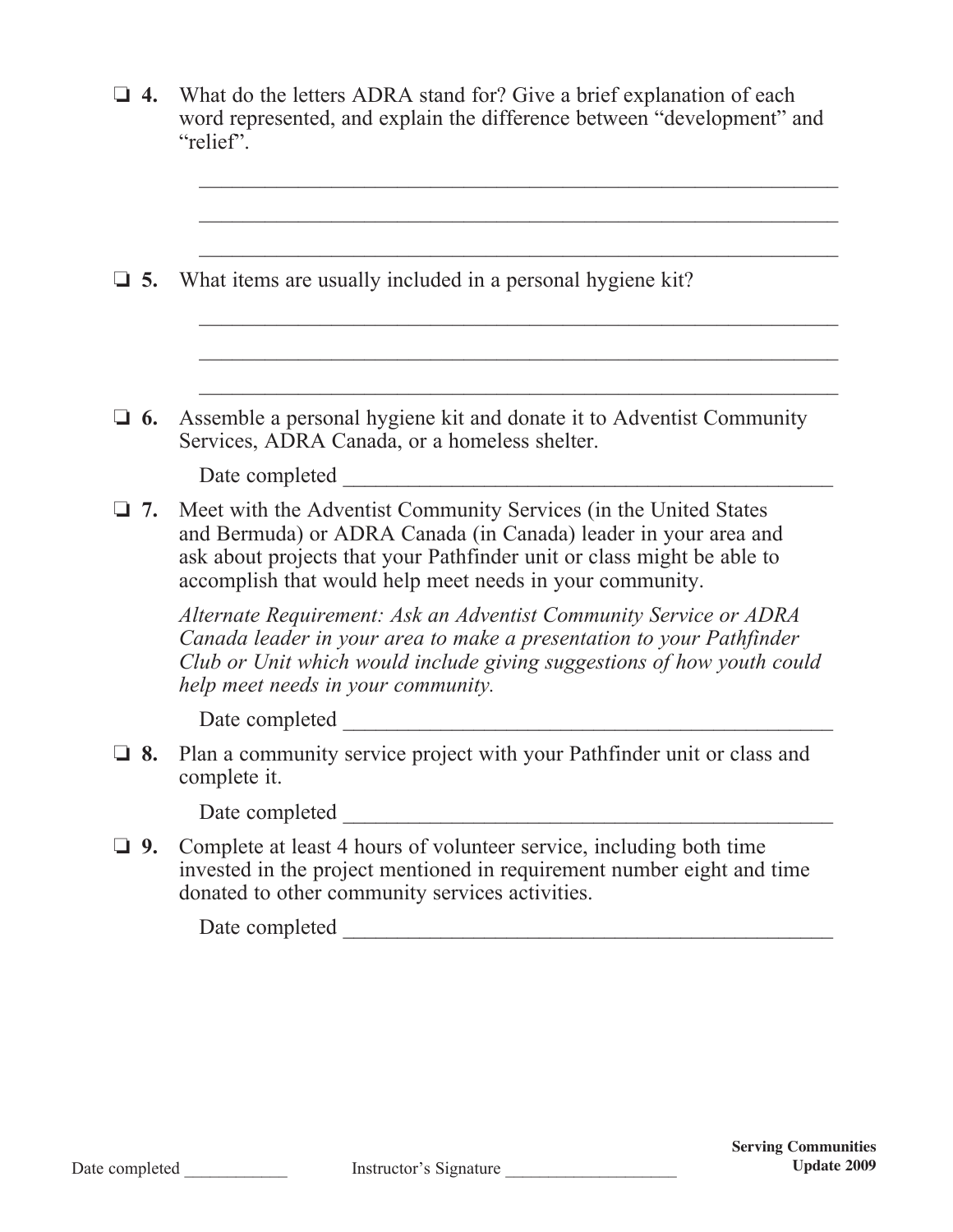❑ **4.** What do the letters ADRA stand for? Give a brief explanation of each word represented, and explain the difference between "development" and "relief".

______________________________________________________________

______________________________________________________________

______________________________________________________________

❑ **5.** What items are usually included in a personal hygiene kit?

______________________________________________________________

______________________________________________________________

______________________________________________________________

❑ **6.** Assemble a personal hygiene kit and donate it to Adventist Community Services, ADRA Canada, or a homeless shelter.

Date completed ______________________________________________

❑ **7.** Meet with the Adventist Community Services (in the United States and Bermuda) or ADRA Canada (in Canada) leader in your area and ask about projects that your Pathfinder unit or class might be able to accomplish that would help meet needs in your community.

*Alternate Requirement: Ask an Adventist Community Service or ADRA Canada leader in your area to make a presentation to your Pathfinder Club or Unit which would include giving suggestions of how youth could help meet needs in your community.*

Date completed ______________________________________________

❑ **8.** Plan a community service project with your Pathfinder unit or class and complete it.

Date completed ______________________________________________

❑ **9.** Complete at least 4 hours of volunteer service, including both time invested in the project mentioned in requirement number eight and time donated to other community services activities.

Date completed ______________________________________________

Date completed ____________ Instructor's Signature ____________________

**Serving Communities**
**Update 2009**